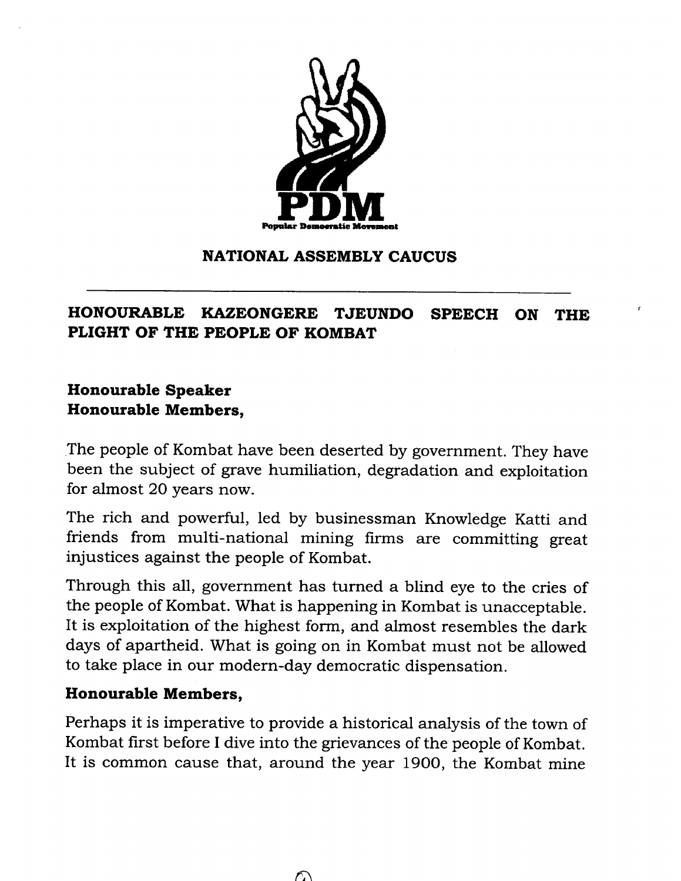**PDM**

Popular Democratic Movement

## NATIONAL ASSEMBLY CAUCUS

---

## HONOURABLE KAZEONGERE TJEUNDO SPEECH ON THE PLIGHT OF THE PEOPLE OF KOMBAT

**Honourable Speaker**
**Honourable Members,**

The people of Kombat have been deserted by government. They have been the subject of grave humiliation, degradation and exploitation for almost 20 years now.

The rich and powerful, led by businessman Knowledge Katti and friends from multi-national mining firms are committing great injustices against the people of Kombat.

Through this all, government has turned a blind eye to the cries of the people of Kombat. What is happening in Kombat is unacceptable. It is exploitation of the highest form, and almost resembles the dark days of apartheid. What is going on in Kombat must not be allowed to take place in our modern-day democratic dispensation.

**Honourable Members,**

Perhaps it is imperative to provide a historical analysis of the town of Kombat first before I dive into the grievances of the people of Kombat. It is common cause that, around the year 1900, the Kombat mine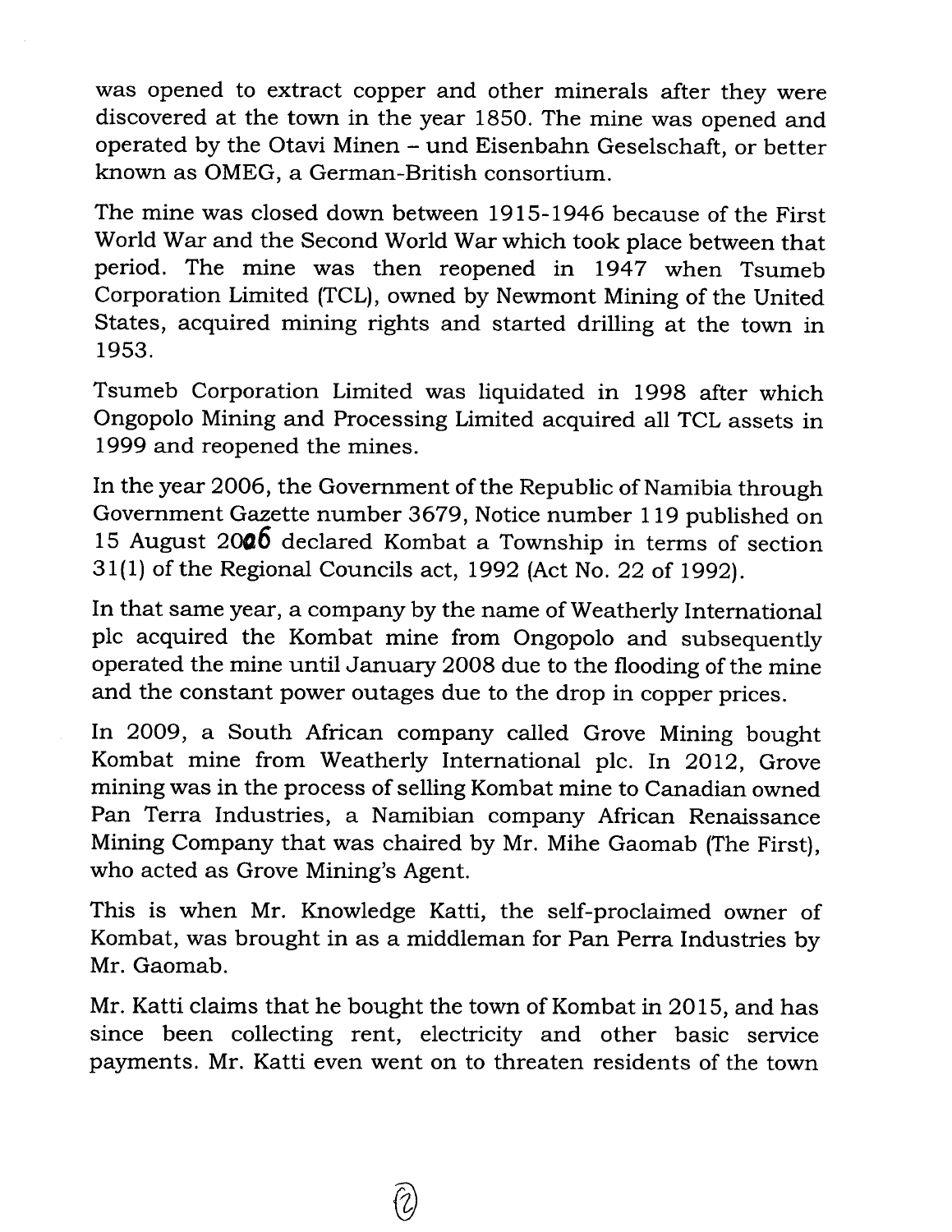was opened to extract copper and other minerals after they were discovered at the town in the year 1850. The mine was opened and operated by the Otavi Minen – und Eisenbahn Geselschaft, or better known as OMEG, a German-British consortium.

The mine was closed down between 1915-1946 because of the First World War and the Second World War which took place between that period. The mine was then reopened in 1947 when Tsumeb Corporation Limited (TCL), owned by Newmont Mining of the United States, acquired mining rights and started drilling at the town in 1953.

Tsumeb Corporation Limited was liquidated in 1998 after which Ongopolo Mining and Processing Limited acquired all TCL assets in 1999 and reopened the mines.

In the year 2006, the Government of the Republic of Namibia through Government Gazette number 3679, Notice number 119 published on 15 August 2006 declared Kombat a Township in terms of section 31(1) of the Regional Councils act, 1992 (Act No. 22 of 1992).

In that same year, a company by the name of Weatherly International plc acquired the Kombat mine from Ongopolo and subsequently operated the mine until January 2008 due to the flooding of the mine and the constant power outages due to the drop in copper prices.

In 2009, a South African company called Grove Mining bought Kombat mine from Weatherly International plc. In 2012, Grove mining was in the process of selling Kombat mine to Canadian owned Pan Terra Industries, a Namibian company African Renaissance Mining Company that was chaired by Mr. Mihe Gaomab (The First), who acted as Grove Mining's Agent.

This is when Mr. Knowledge Katti, the self-proclaimed owner of Kombat, was brought in as a middleman for Pan Perra Industries by Mr. Gaomab.

Mr. Katti claims that he bought the town of Kombat in 2015, and has since been collecting rent, electricity and other basic service payments. Mr. Katti even went on to threaten residents of the town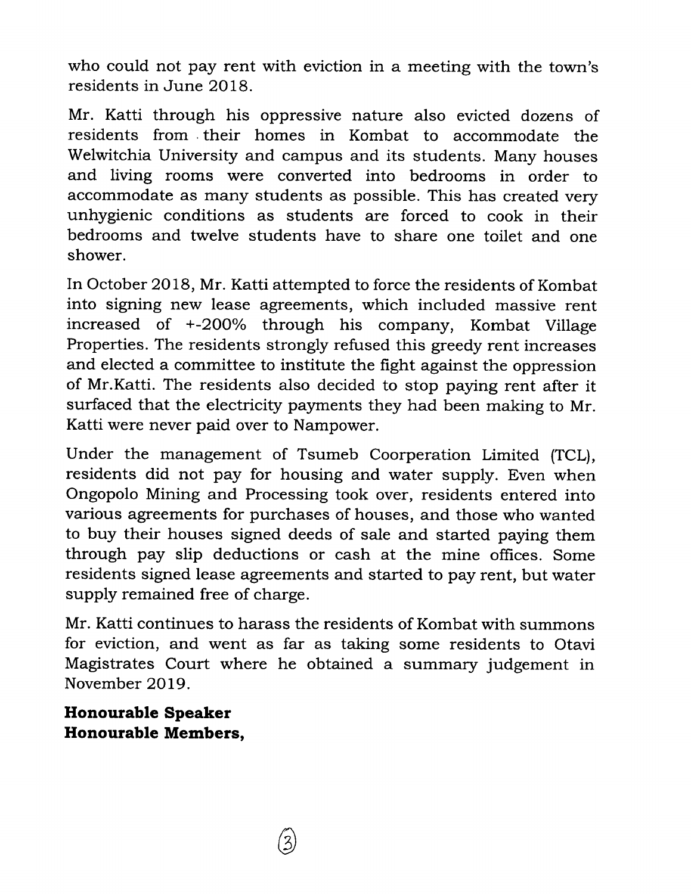who could not pay rent with eviction in a meeting with the town's residents in June 2018.

Mr. Katti through his oppressive nature also evicted dozens of residents from their homes in Kombat to accommodate the Welwitchia University and campus and its students. Many houses and living rooms were converted into bedrooms in order to accommodate as many students as possible. This has created very unhygienic conditions as students are forced to cook in their bedrooms and twelve students have to share one toilet and one shower.

In October 2018, Mr. Katti attempted to force the residents of Kombat into signing new lease agreements, which included massive rent increased of +-200% through his company, Kombat Village Properties. The residents strongly refused this greedy rent increases and elected a committee to institute the fight against the oppression of Mr.Katti. The residents also decided to stop paying rent after it surfaced that the electricity payments they had been making to Mr. Katti were never paid over to Nampower.

Under the management of Tsumeb Coorperation Limited (TCL), residents did not pay for housing and water supply. Even when Ongopolo Mining and Processing took over, residents entered into various agreements for purchases of houses, and those who wanted to buy their houses signed deeds of sale and started paying them through pay slip deductions or cash at the mine offices. Some residents signed lease agreements and started to pay rent, but water supply remained free of charge.

Mr. Katti continues to harass the residents of Kombat with summons for eviction, and went as far as taking some residents to Otavi Magistrates Court where he obtained a summary judgement in November 2019.

**Honourable Speaker**
**Honourable Members,**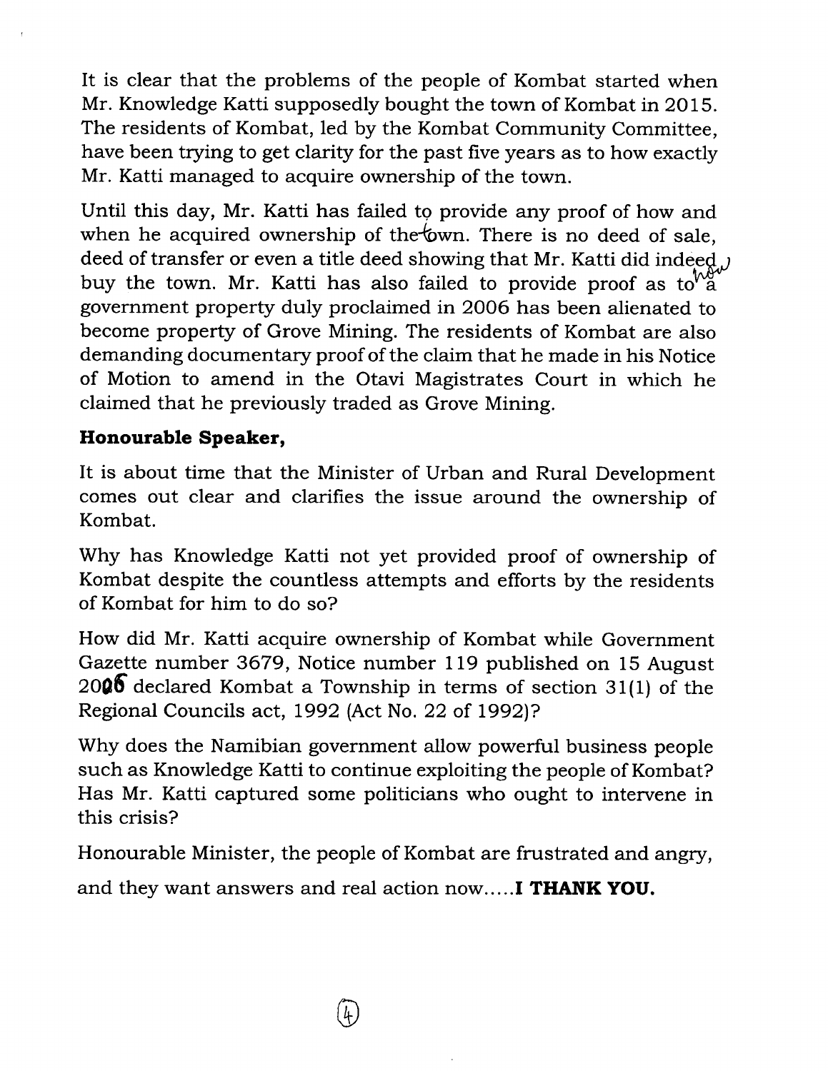It is clear that the problems of the people of Kombat started when Mr. Knowledge Katti supposedly bought the town of Kombat in 2015. The residents of Kombat, led by the Kombat Community Committee, have been trying to get clarity for the past five years as to how exactly Mr. Katti managed to acquire ownership of the town.

Until this day, Mr. Katti has failed to provide any proof of how and when he acquired ownership of the town. There is no deed of sale, deed of transfer or even a title deed showing that Mr. Katti did indeed buy the town. Mr. Katti has also failed to provide proof as to how a government property duly proclaimed in 2006 has been alienated to become property of Grove Mining. The residents of Kombat are also demanding documentary proof of the claim that he made in his Notice of Motion to amend in the Otavi Magistrates Court in which he claimed that he previously traded as Grove Mining.

**Honourable Speaker,**

It is about time that the Minister of Urban and Rural Development comes out clear and clarifies the issue around the ownership of Kombat.

Why has Knowledge Katti not yet provided proof of ownership of Kombat despite the countless attempts and efforts by the residents of Kombat for him to do so?

How did Mr. Katti acquire ownership of Kombat while Government Gazette number 3679, Notice number 119 published on 15 August 2006 declared Kombat a Township in terms of section 31(1) of the Regional Councils act, 1992 (Act No. 22 of 1992)?

Why does the Namibian government allow powerful business people such as Knowledge Katti to continue exploiting the people of Kombat? Has Mr. Katti captured some politicians who ought to intervene in this crisis?

Honourable Minister, the people of Kombat are frustrated and angry, and they want answers and real action now.....**I THANK YOU.**